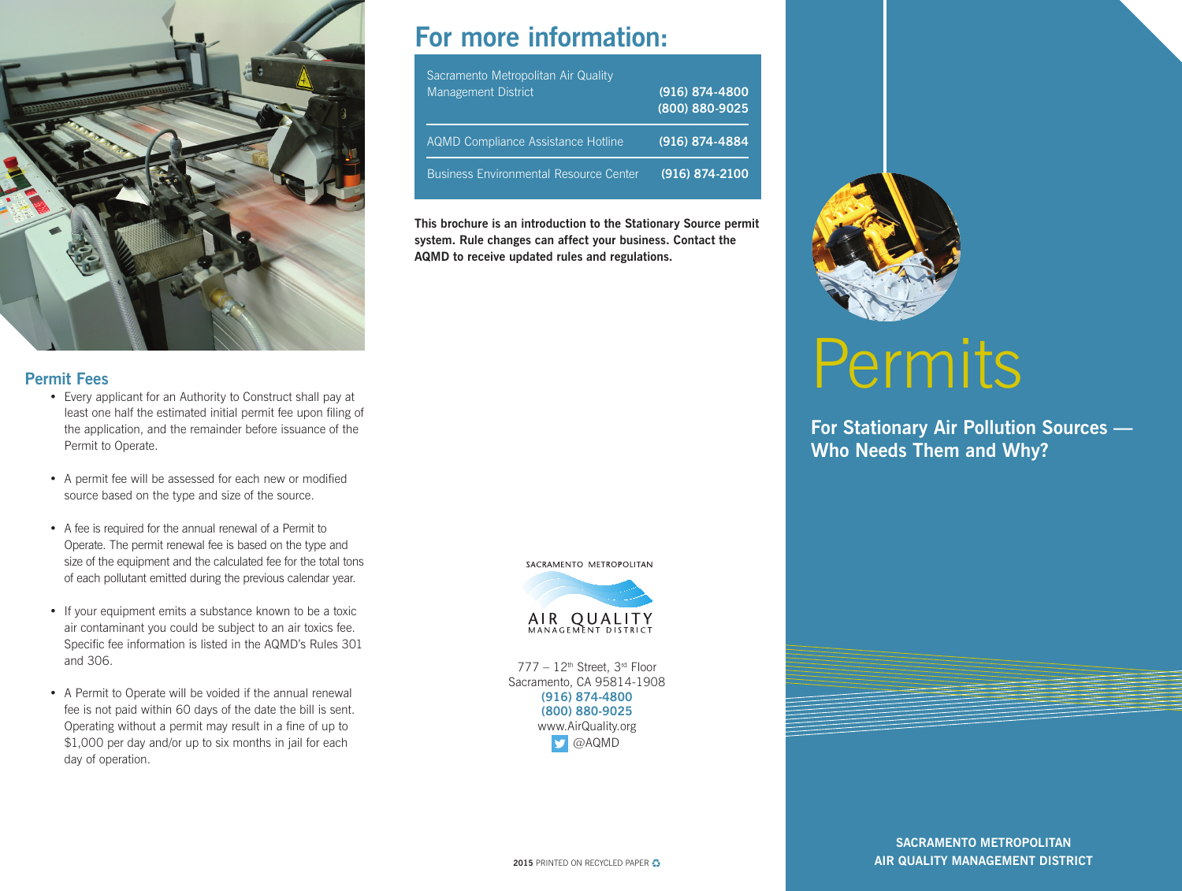## Permit Fees

- Every applicant for an Authority to Construct shall pay at least one half the estimated initial permit fee upon filing of the application, and the remainder before issuance of the Permit to Operate.
- A permit fee will be assessed for each new or modified source based on the type and size of the source.
- A fee is required for the annual renewal of a Permit to Operate. The permit renewal fee is based on the type and size of the equipment and the calculated fee for the total tons of each pollutant emitted during the previous calendar year.
- If your equipment emits a substance known to be a toxic air contaminant you could be subject to an air toxics fee. Specific fee information is listed in the AQMD's Rules 301 and 306.
- A Permit to Operate will be voided if the annual renewal fee is not paid within 60 days of the date the bill is sent. Operating without a permit may result in a fine of up to $1,000 per day and/or up to six months in jail for each day of operation.

# For more information:

| | |
|---|---|
| Sacramento Metropolitan Air Quality Management District | (916) 874-4800<br>(800) 880-9025 |
| AQMD Compliance Assistance Hotline | (916) 874-4884 |
| Business Environmental Resource Center | (916) 874-2100 |

**This brochure is an introduction to the Stationary Source permit system. Rule changes can affect your business. Contact the AQMD to receive updated rules and regulations.**

SACRAMENTO METROPOLITAN
AIR QUALITY
MANAGEMENT DISTRICT

777 – 12th Street, 3rd Floor
Sacramento, CA 95814-1908
(916) 874-4800
(800) 880-9025
www.AirQuality.org
@AQMD

**2015** PRINTED ON RECYCLED PAPER

# Permits

## For Stationary Air Pollution Sources — Who Needs Them and Why?

**SACRAMENTO METROPOLITAN AIR QUALITY MANAGEMENT DISTRICT**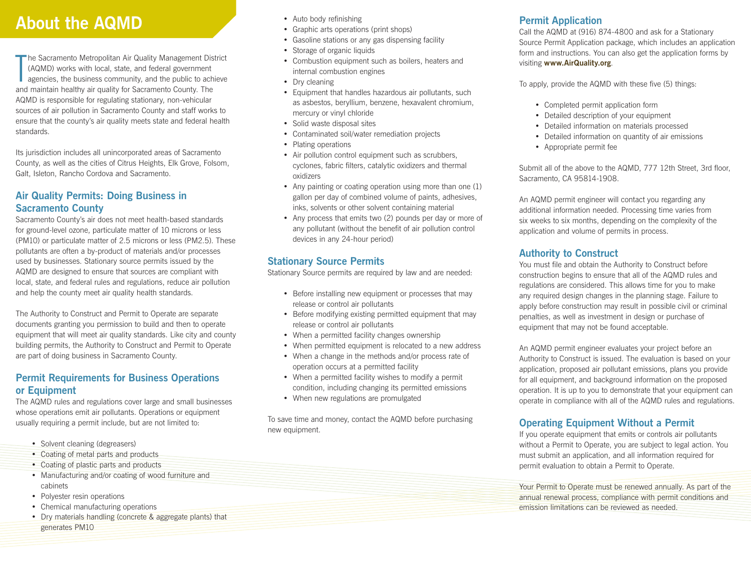# About the AQMD

The Sacramento Metropolitan Air Quality Management District (AQMD) works with local, state, and federal government agencies, the business community, and the public to achieve and maintain healthy air quality for Sacramento County. The AQMD is responsible for regulating stationary, non-vehicular sources of air pollution in Sacramento County and staff works to ensure that the county's air quality meets state and federal health standards.

Its jurisdiction includes all unincorporated areas of Sacramento County, as well as the cities of Citrus Heights, Elk Grove, Folsom, Galt, Isleton, Rancho Cordova and Sacramento.

## Air Quality Permits: Doing Business in Sacramento County

Sacramento County's air does not meet health-based standards for ground-level ozone, particulate matter of 10 microns or less (PM10) or particulate matter of 2.5 microns or less (PM2.5). These pollutants are often a by-product of materials and/or processes used by businesses. Stationary source permits issued by the AQMD are designed to ensure that sources are compliant with local, state, and federal rules and regulations, reduce air pollution and help the county meet air quality health standards.

The Authority to Construct and Permit to Operate are separate documents granting you permission to build and then to operate equipment that will meet air quality standards. Like city and county building permits, the Authority to Construct and Permit to Operate are part of doing business in Sacramento County.

## Permit Requirements for Business Operations or Equipment

The AQMD rules and regulations cover large and small businesses whose operations emit air pollutants. Operations or equipment usually requiring a permit include, but are not limited to:

- Solvent cleaning (degreasers)
- Coating of metal parts and products
- Coating of plastic parts and products
- Manufacturing and/or coating of wood furniture and cabinets
- Polyester resin operations
- Chemical manufacturing operations
- Dry materials handling (concrete & aggregate plants) that generates PM10
- Auto body refinishing
- Graphic arts operations (print shops)
- Gasoline stations or any gas dispensing facility
- Storage of organic liquids
- Combustion equipment such as boilers, heaters and internal combustion engines
- Dry cleaning
- Equipment that handles hazardous air pollutants, such as asbestos, beryllium, benzene, hexavalent chromium, mercury or vinyl chloride
- Solid waste disposal sites
- Contaminated soil/water remediation projects
- Plating operations
- Air pollution control equipment such as scrubbers, cyclones, fabric filters, catalytic oxidizers and thermal oxidizers
- Any painting or coating operation using more than one (1) gallon per day of combined volume of paints, adhesives, inks, solvents or other solvent containing material
- Any process that emits two (2) pounds per day or more of any pollutant (without the benefit of air pollution control devices in any 24-hour period)

## Stationary Source Permits

Stationary Source permits are required by law and are needed:

- Before installing new equipment or processes that may release or control air pollutants
- Before modifying existing permitted equipment that may release or control air pollutants
- When a permitted facility changes ownership
- When permitted equipment is relocated to a new address
- When a change in the methods and/or process rate of operation occurs at a permitted facility
- When a permitted facility wishes to modify a permit condition, including changing its permitted emissions
- When new regulations are promulgated

To save time and money, contact the AQMD before purchasing new equipment.

## Permit Application

Call the AQMD at (916) 874-4800 and ask for a Stationary Source Permit Application package, which includes an application form and instructions. You can also get the application forms by visiting **www.AirQuality.org**.

To apply, provide the AQMD with these five (5) things:

- Completed permit application form
- Detailed description of your equipment
- Detailed information on materials processed
- Detailed information on quantity of air emissions
- Appropriate permit fee

Submit all of the above to the AQMD, 777 12th Street, 3rd floor, Sacramento, CA 95814-1908.

An AQMD permit engineer will contact you regarding any additional information needed. Processing time varies from six weeks to six months, depending on the complexity of the application and volume of permits in process.

## Authority to Construct

You must file and obtain the Authority to Construct before construction begins to ensure that all of the AQMD rules and regulations are considered. This allows time for you to make any required design changes in the planning stage. Failure to apply before construction may result in possible civil or criminal penalties, as well as investment in design or purchase of equipment that may not be found acceptable.

An AQMD permit engineer evaluates your project before an Authority to Construct is issued. The evaluation is based on your application, proposed air pollutant emissions, plans you provide for all equipment, and background information on the proposed operation. It is up to you to demonstrate that your equipment can operate in compliance with all of the AQMD rules and regulations.

## Operating Equipment Without a Permit

If you operate equipment that emits or controls air pollutants without a Permit to Operate, you are subject to legal action. You must submit an application, and all information required for permit evaluation to obtain a Permit to Operate.

Your Permit to Operate must be renewed annually. As part of the annual renewal process, compliance with permit conditions and emission limitations can be reviewed as needed.